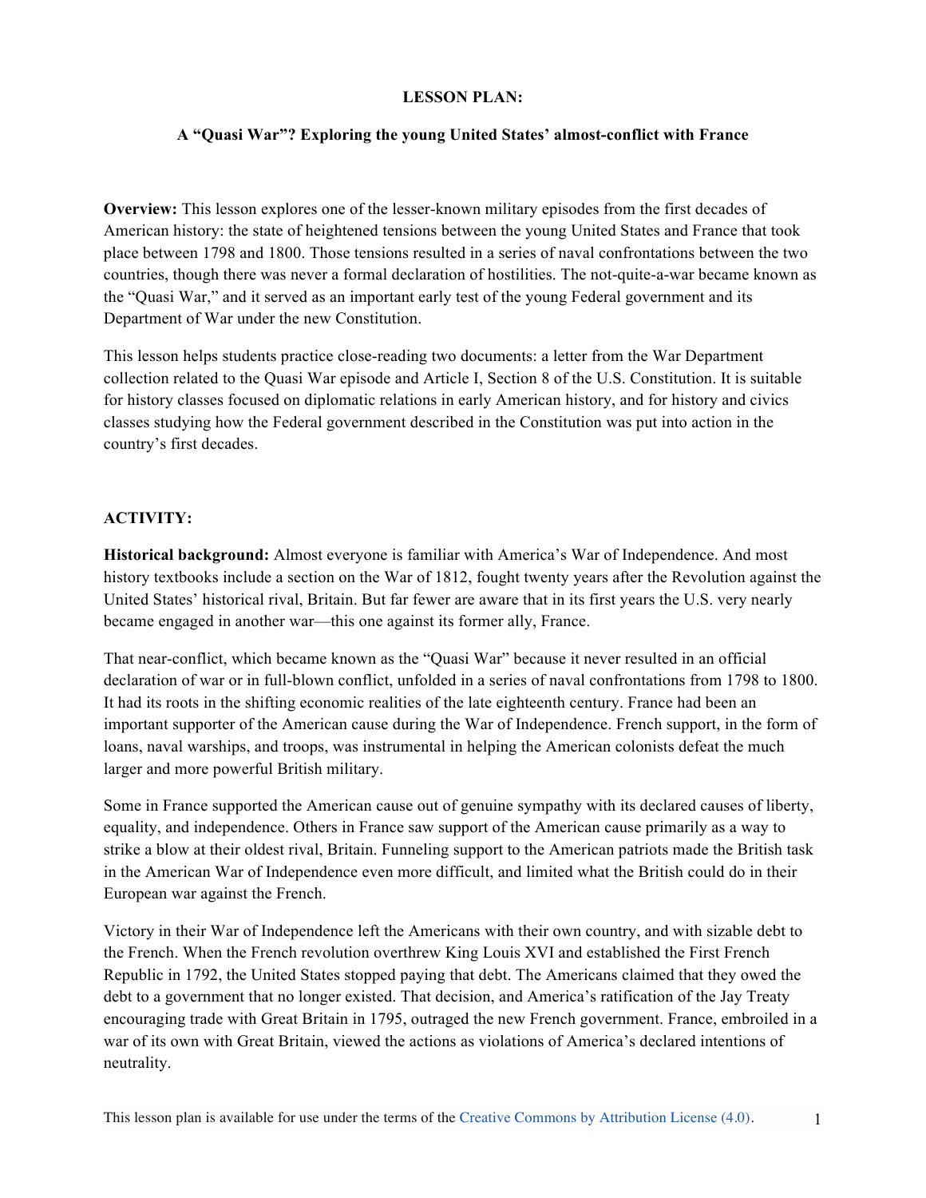# LESSON PLAN:

## A "Quasi War"? Exploring the young United States' almost-conflict with France

**Overview:** This lesson explores one of the lesser-known military episodes from the first decades of American history: the state of heightened tensions between the young United States and France that took place between 1798 and 1800. Those tensions resulted in a series of naval confrontations between the two countries, though there was never a formal declaration of hostilities. The not-quite-a-war became known as the "Quasi War," and it served as an important early test of the young Federal government and its Department of War under the new Constitution.

This lesson helps students practice close-reading two documents: a letter from the War Department collection related to the Quasi War episode and Article I, Section 8 of the U.S. Constitution. It is suitable for history classes focused on diplomatic relations in early American history, and for history and civics classes studying how the Federal government described in the Constitution was put into action in the country's first decades.

## ACTIVITY:

**Historical background:** Almost everyone is familiar with America's War of Independence. And most history textbooks include a section on the War of 1812, fought twenty years after the Revolution against the United States' historical rival, Britain. But far fewer are aware that in its first years the U.S. very nearly became engaged in another war—this one against its former ally, France.

That near-conflict, which became known as the "Quasi War" because it never resulted in an official declaration of war or in full-blown conflict, unfolded in a series of naval confrontations from 1798 to 1800. It had its roots in the shifting economic realities of the late eighteenth century. France had been an important supporter of the American cause during the War of Independence. French support, in the form of loans, naval warships, and troops, was instrumental in helping the American colonists defeat the much larger and more powerful British military.

Some in France supported the American cause out of genuine sympathy with its declared causes of liberty, equality, and independence. Others in France saw support of the American cause primarily as a way to strike a blow at their oldest rival, Britain. Funneling support to the American patriots made the British task in the American War of Independence even more difficult, and limited what the British could do in their European war against the French.

Victory in their War of Independence left the Americans with their own country, and with sizable debt to the French. When the French revolution overthrew King Louis XVI and established the First French Republic in 1792, the United States stopped paying that debt. The Americans claimed that they owed the debt to a government that no longer existed. That decision, and America's ratification of the Jay Treaty encouraging trade with Great Britain in 1795, outraged the new French government. France, embroiled in a war of its own with Great Britain, viewed the actions as violations of America's declared intentions of neutrality.

This lesson plan is available for use under the terms of the Creative Commons by Attribution License (4.0).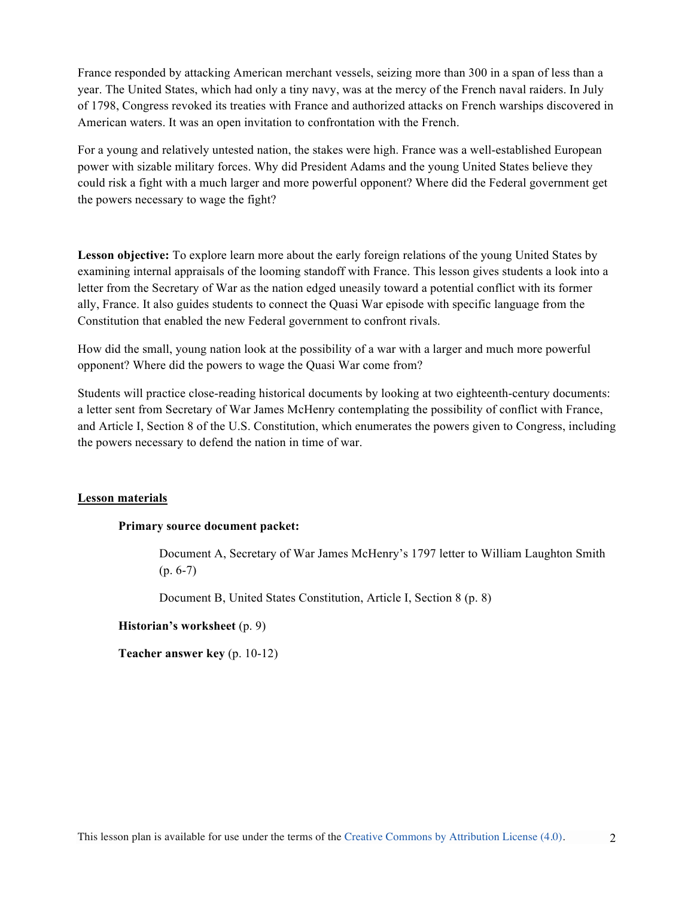France responded by attacking American merchant vessels, seizing more than 300 in a span of less than a year. The United States, which had only a tiny navy, was at the mercy of the French naval raiders. In July of 1798, Congress revoked its treaties with France and authorized attacks on French warships discovered in American waters. It was an open invitation to confrontation with the French.

For a young and relatively untested nation, the stakes were high. France was a well-established European power with sizable military forces. Why did President Adams and the young United States believe they could risk a fight with a much larger and more powerful opponent? Where did the Federal government get the powers necessary to wage the fight?

**Lesson objective:** To explore learn more about the early foreign relations of the young United States by examining internal appraisals of the looming standoff with France. This lesson gives students a look into a letter from the Secretary of War as the nation edged uneasily toward a potential conflict with its former ally, France. It also guides students to connect the Quasi War episode with specific language from the Constitution that enabled the new Federal government to confront rivals.

How did the small, young nation look at the possibility of a war with a larger and much more powerful opponent? Where did the powers to wage the Quasi War come from?

Students will practice close-reading historical documents by looking at two eighteenth-century documents: a letter sent from Secretary of War James McHenry contemplating the possibility of conflict with France, and Article I, Section 8 of the U.S. Constitution, which enumerates the powers given to Congress, including the powers necessary to defend the nation in time of war.

**Lesson materials**

**Primary source document packet:**

Document A, Secretary of War James McHenry's 1797 letter to William Laughton Smith (p. 6-7)

Document B, United States Constitution, Article I, Section 8 (p. 8)

**Historian's worksheet** (p. 9)

**Teacher answer key** (p. 10-12)

This lesson plan is available for use under the terms of the Creative Commons by Attribution License (4.0).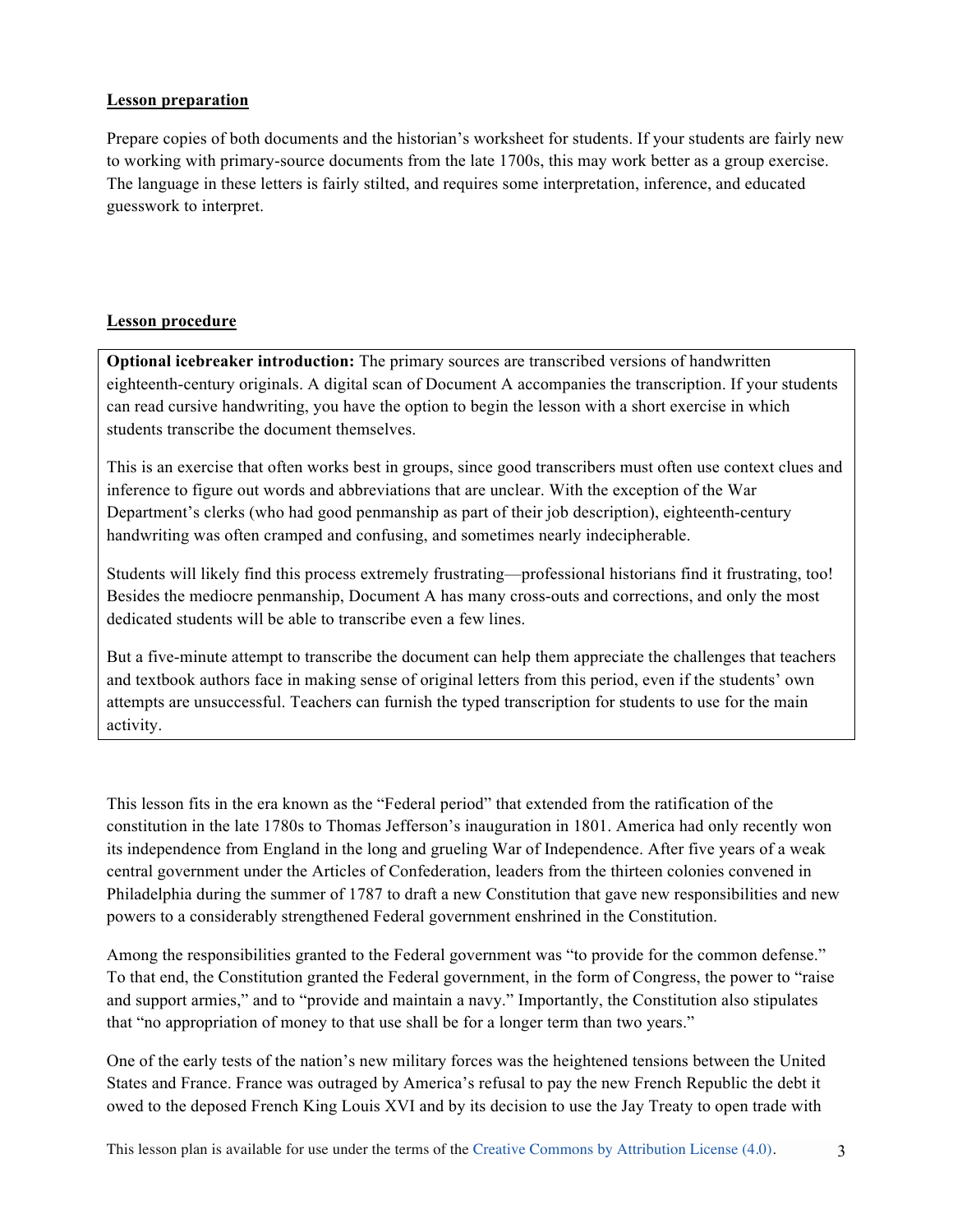**Lesson preparation**

Prepare copies of both documents and the historian's worksheet for students. If your students are fairly new to working with primary-source documents from the late 1700s, this may work better as a group exercise. The language in these letters is fairly stilted, and requires some interpretation, inference, and educated guesswork to interpret.

**Lesson procedure**

**Optional icebreaker introduction:** The primary sources are transcribed versions of handwritten eighteenth-century originals. A digital scan of Document A accompanies the transcription. If your students can read cursive handwriting, you have the option to begin the lesson with a short exercise in which students transcribe the document themselves.

This is an exercise that often works best in groups, since good transcribers must often use context clues and inference to figure out words and abbreviations that are unclear. With the exception of the War Department's clerks (who had good penmanship as part of their job description), eighteenth-century handwriting was often cramped and confusing, and sometimes nearly indecipherable.

Students will likely find this process extremely frustrating—professional historians find it frustrating, too! Besides the mediocre penmanship, Document A has many cross-outs and corrections, and only the most dedicated students will be able to transcribe even a few lines.

But a five-minute attempt to transcribe the document can help them appreciate the challenges that teachers and textbook authors face in making sense of original letters from this period, even if the students' own attempts are unsuccessful. Teachers can furnish the typed transcription for students to use for the main activity.

This lesson fits in the era known as the "Federal period" that extended from the ratification of the constitution in the late 1780s to Thomas Jefferson's inauguration in 1801. America had only recently won its independence from England in the long and grueling War of Independence. After five years of a weak central government under the Articles of Confederation, leaders from the thirteen colonies convened in Philadelphia during the summer of 1787 to draft a new Constitution that gave new responsibilities and new powers to a considerably strengthened Federal government enshrined in the Constitution.

Among the responsibilities granted to the Federal government was "to provide for the common defense." To that end, the Constitution granted the Federal government, in the form of Congress, the power to "raise and support armies," and to "provide and maintain a navy." Importantly, the Constitution also stipulates that "no appropriation of money to that use shall be for a longer term than two years."

One of the early tests of the nation's new military forces was the heightened tensions between the United States and France. France was outraged by America's refusal to pay the new French Republic the debt it owed to the deposed French King Louis XVI and by its decision to use the Jay Treaty to open trade with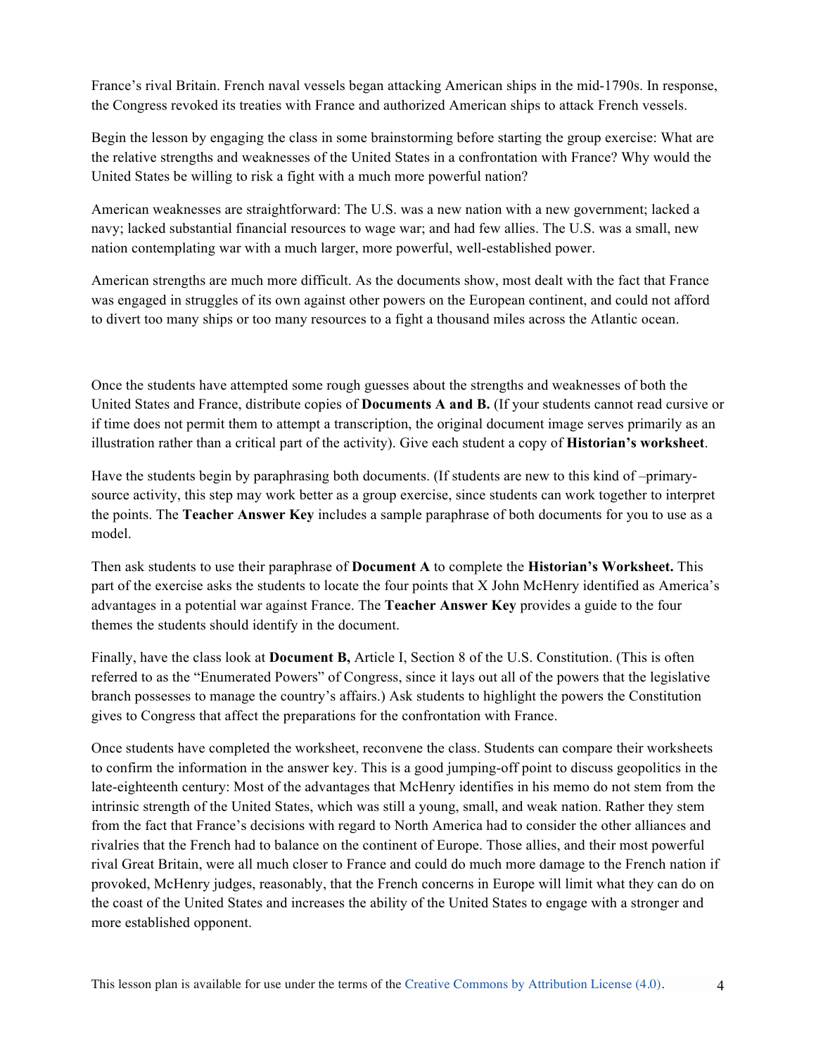France's rival Britain. French naval vessels began attacking American ships in the mid-1790s. In response, the Congress revoked its treaties with France and authorized American ships to attack French vessels.

Begin the lesson by engaging the class in some brainstorming before starting the group exercise: What are the relative strengths and weaknesses of the United States in a confrontation with France? Why would the United States be willing to risk a fight with a much more powerful nation?

American weaknesses are straightforward: The U.S. was a new nation with a new government; lacked a navy; lacked substantial financial resources to wage war; and had few allies. The U.S. was a small, new nation contemplating war with a much larger, more powerful, well-established power.

American strengths are much more difficult. As the documents show, most dealt with the fact that France was engaged in struggles of its own against other powers on the European continent, and could not afford to divert too many ships or too many resources to a fight a thousand miles across the Atlantic ocean.

Once the students have attempted some rough guesses about the strengths and weaknesses of both the United States and France, distribute copies of **Documents A and B.** (If your students cannot read cursive or if time does not permit them to attempt a transcription, the original document image serves primarily as an illustration rather than a critical part of the activity). Give each student a copy of **Historian's worksheet**.

Have the students begin by paraphrasing both documents. (If students are new to this kind of –primary-source activity, this step may work better as a group exercise, since students can work together to interpret the points. The **Teacher Answer Key** includes a sample paraphrase of both documents for you to use as a model.

Then ask students to use their paraphrase of **Document A** to complete the **Historian's Worksheet.** This part of the exercise asks the students to locate the four points that X John McHenry identified as America's advantages in a potential war against France. The **Teacher Answer Key** provides a guide to the four themes the students should identify in the document.

Finally, have the class look at **Document B,** Article I, Section 8 of the U.S. Constitution. (This is often referred to as the "Enumerated Powers" of Congress, since it lays out all of the powers that the legislative branch possesses to manage the country's affairs.) Ask students to highlight the powers the Constitution gives to Congress that affect the preparations for the confrontation with France.

Once students have completed the worksheet, reconvene the class. Students can compare their worksheets to confirm the information in the answer key. This is a good jumping-off point to discuss geopolitics in the late-eighteenth century: Most of the advantages that McHenry identifies in his memo do not stem from the intrinsic strength of the United States, which was still a young, small, and weak nation. Rather they stem from the fact that France's decisions with regard to North America had to consider the other alliances and rivalries that the French had to balance on the continent of Europe. Those allies, and their most powerful rival Great Britain, were all much closer to France and could do much more damage to the French nation if provoked, McHenry judges, reasonably, that the French concerns in Europe will limit what they can do on the coast of the United States and increases the ability of the United States to engage with a stronger and more established opponent.

This lesson plan is available for use under the terms of the Creative Commons by Attribution License (4.0).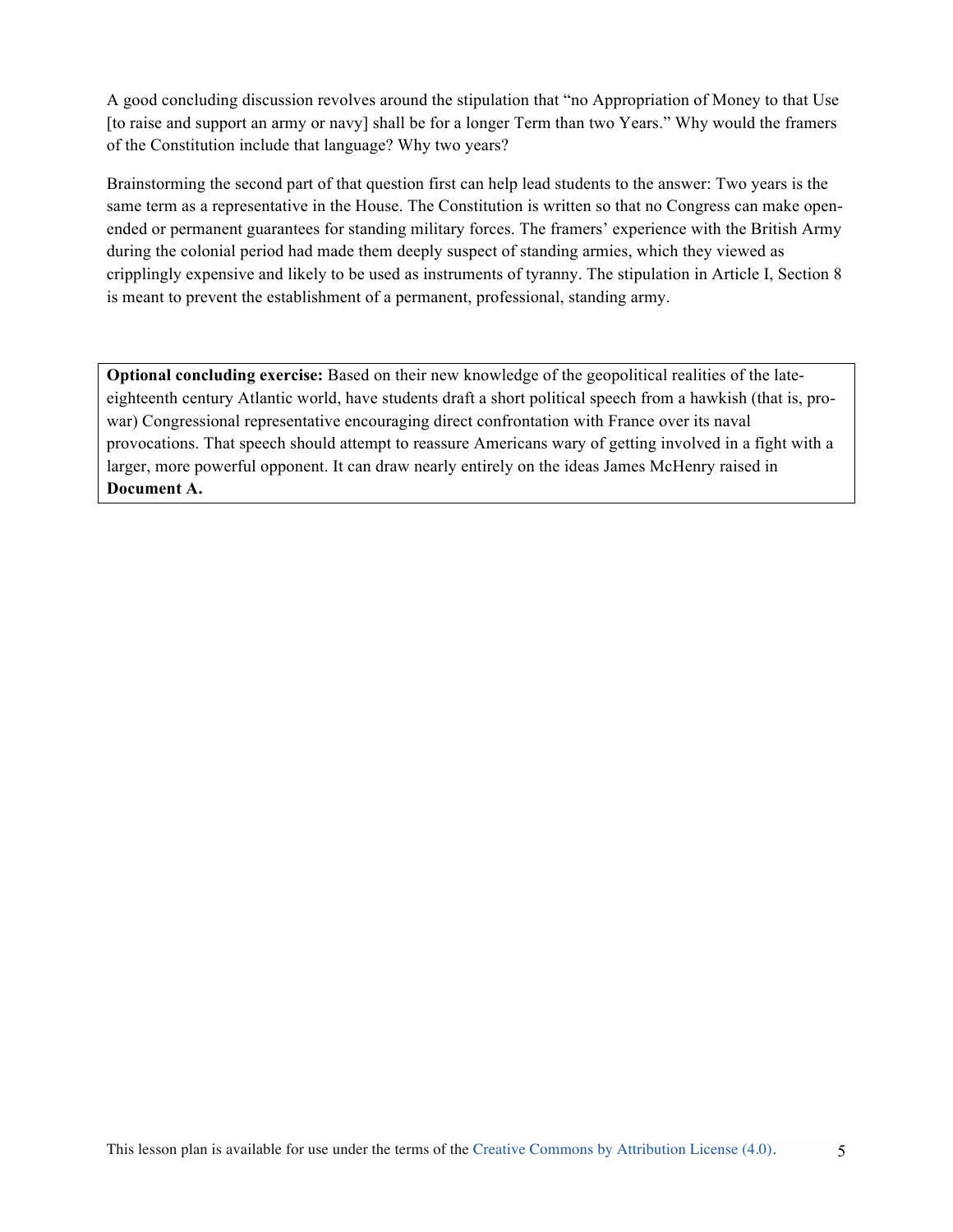A good concluding discussion revolves around the stipulation that "no Appropriation of Money to that Use [to raise and support an army or navy] shall be for a longer Term than two Years." Why would the framers of the Constitution include that language? Why two years?

Brainstorming the second part of that question first can help lead students to the answer: Two years is the same term as a representative in the House. The Constitution is written so that no Congress can make open-ended or permanent guarantees for standing military forces. The framers' experience with the British Army during the colonial period had made them deeply suspect of standing armies, which they viewed as cripplingly expensive and likely to be used as instruments of tyranny. The stipulation in Article I, Section 8 is meant to prevent the establishment of a permanent, professional, standing army.

**Optional concluding exercise:** Based on their new knowledge of the geopolitical realities of the late-eighteenth century Atlantic world, have students draft a short political speech from a hawkish (that is, pro-war) Congressional representative encouraging direct confrontation with France over its naval provocations. That speech should attempt to reassure Americans wary of getting involved in a fight with a larger, more powerful opponent. It can draw nearly entirely on the ideas James McHenry raised in **Document A.**

This lesson plan is available for use under the terms of the Creative Commons by Attribution License (4.0).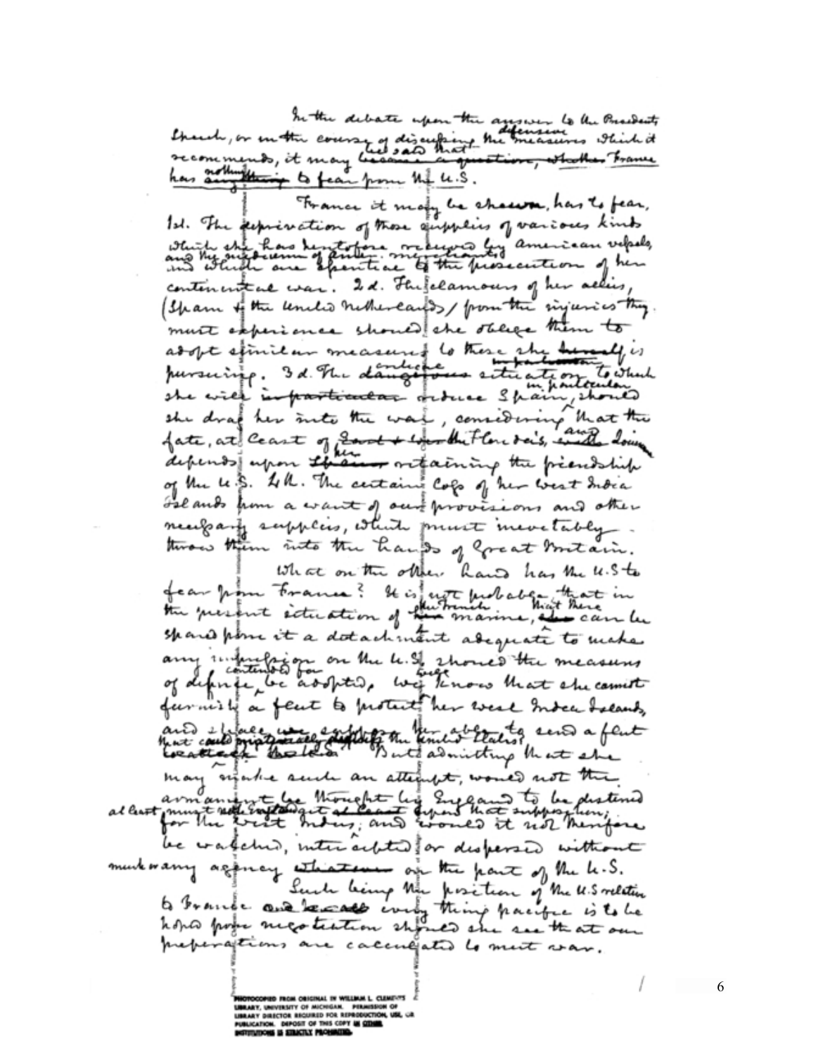In the debate upon the answer to the President's Speech, or in the course of discussing the defensive measures which it recommends, it may be said that France has nothing to fear from the U.S.

France it may be shewn, has to fear, 1st. The deprivation of those supplies of various kinds which she has heretofore received by American vessels, and by the medium of American merchants and which are essential to the prosecution of her continental war. 2d. The clamours of her allies, (Spain & the United Netherlands) from the injuries they must experience should she oblige them to adopt similar measures to those she is pursuing. 3d. The unhappy situation to which she will in particular reduce Spain, should she drag her into the war, considering that the fate, at least of the Floridas, and Louisiana depends upon her retaining the friendship of the U.S. 4th. The certain loss of her West India Islands from a want of our provisions and other necessary supplies, which must inevitably throw them into the hands of Great Britain.

What on the other hand has the U.S to fear from France? It is not probable that in the present situation of the French marine, that there can be spared from it a detachment adequate to make any impression on the U.S. should the measures of defence contended for be adopted. We know that she cannot furnish a fleet to protect her West India Islands, and she cannot be supposed to be able to send a fleet that could materially affect the United States. But admitting that she may make such an attempt, would not the armament be thought by England to be destined at least for the West Indies; and would it not therefore be watched, intercepted or dispersed without any agency on the part of the U.S.

Such being the position of the U.S relative to France every thing pacific is to be hoped from negotiation should she see that our preparations are calculated to meet war.

PHOTOCOPIED FROM ORIGINAL IN WILLIAM L. CLEMENTS LIBRARY, UNIVERSITY OF MICHIGAN. PERMISSION OF LIBRARY DIRECTOR REQUIRED FOR REPRODUCTION, USE, OR PUBLICATION. DEPOSIT OF THIS COPY IN OTHER INSTITUTIONS IS STRICTLY PROHIBITED.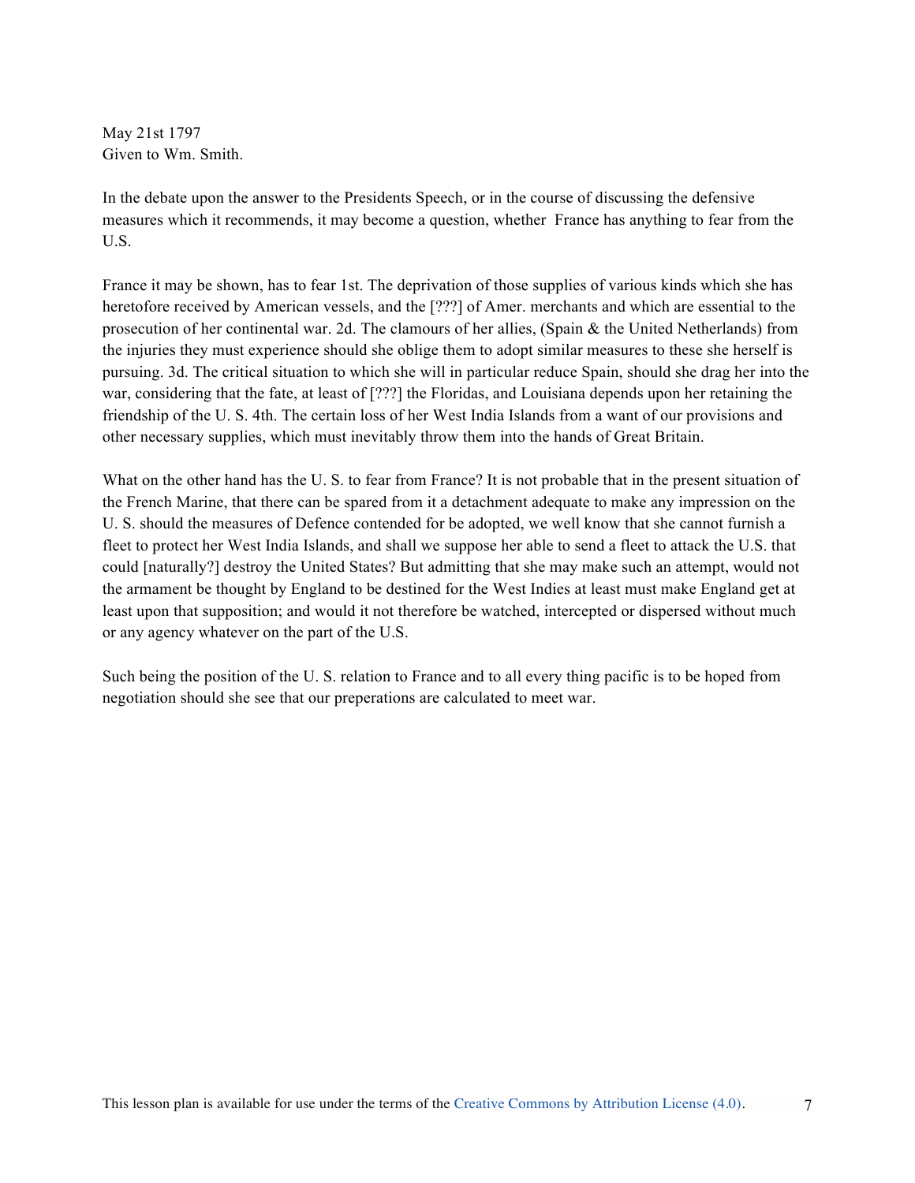May 21st 1797
Given to Wm. Smith.

In the debate upon the answer to the Presidents Speech, or in the course of discussing the defensive measures which it recommends, it may become a question, whether  France has anything to fear from the U.S.

France it may be shown, has to fear 1st. The deprivation of those supplies of various kinds which she has heretofore received by American vessels, and the [???] of Amer. merchants and which are essential to the prosecution of her continental war. 2d. The clamours of her allies, (Spain & the United Netherlands) from the injuries they must experience should she oblige them to adopt similar measures to these she herself is pursuing. 3d. The critical situation to which she will in particular reduce Spain, should she drag her into the war, considering that the fate, at least of [???] the Floridas, and Louisiana depends upon her retaining the friendship of the U. S. 4th. The certain loss of her West India Islands from a want of our provisions and other necessary supplies, which must inevitably throw them into the hands of Great Britain.

What on the other hand has the U. S. to fear from France? It is not probable that in the present situation of the French Marine, that there can be spared from it a detachment adequate to make any impression on the U. S. should the measures of Defence contended for be adopted, we well know that she cannot furnish a fleet to protect her West India Islands, and shall we suppose her able to send a fleet to attack the U.S. that could [naturally?] destroy the United States? But admitting that she may make such an attempt, would not the armament be thought by England to be destined for the West Indies at least must make England get at least upon that supposition; and would it not therefore be watched, intercepted or dispersed without much or any agency whatever on the part of the U.S.

Such being the position of the U. S. relation to France and to all every thing pacific is to be hoped from negotiation should she see that our preperations are calculated to meet war.

This lesson plan is available for use under the terms of the Creative Commons by Attribution License (4.0).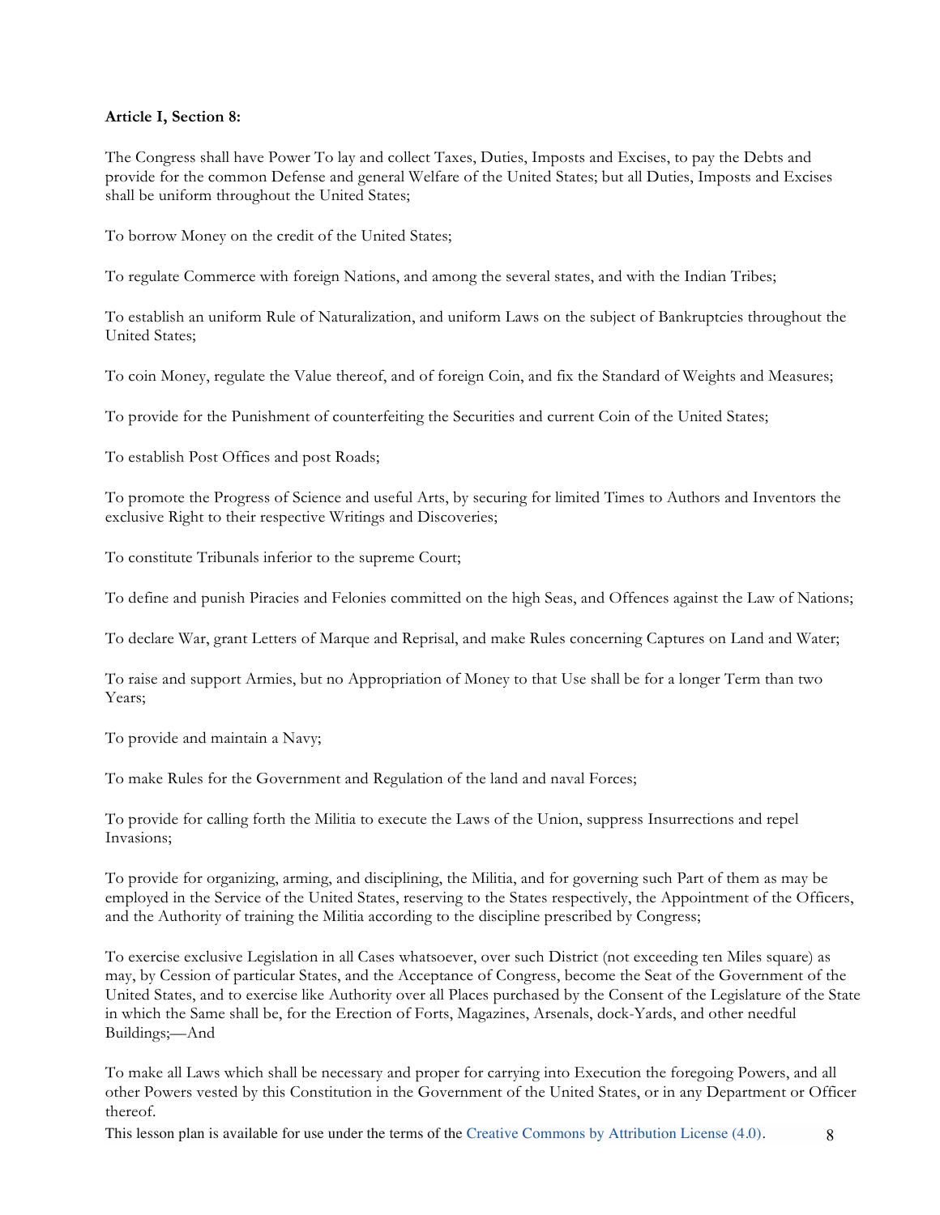**Article I, Section 8:**

The Congress shall have Power To lay and collect Taxes, Duties, Imposts and Excises, to pay the Debts and provide for the common Defense and general Welfare of the United States; but all Duties, Imposts and Excises shall be uniform throughout the United States;

To borrow Money on the credit of the United States;

To regulate Commerce with foreign Nations, and among the several states, and with the Indian Tribes;

To establish an uniform Rule of Naturalization, and uniform Laws on the subject of Bankruptcies throughout the United States;

To coin Money, regulate the Value thereof, and of foreign Coin, and fix the Standard of Weights and Measures;

To provide for the Punishment of counterfeiting the Securities and current Coin of the United States;

To establish Post Offices and post Roads;

To promote the Progress of Science and useful Arts, by securing for limited Times to Authors and Inventors the exclusive Right to their respective Writings and Discoveries;

To constitute Tribunals inferior to the supreme Court;

To define and punish Piracies and Felonies committed on the high Seas, and Offences against the Law of Nations;

To declare War, grant Letters of Marque and Reprisal, and make Rules concerning Captures on Land and Water;

To raise and support Armies, but no Appropriation of Money to that Use shall be for a longer Term than two Years;

To provide and maintain a Navy;

To make Rules for the Government and Regulation of the land and naval Forces;

To provide for calling forth the Militia to execute the Laws of the Union, suppress Insurrections and repel Invasions;

To provide for organizing, arming, and disciplining, the Militia, and for governing such Part of them as may be employed in the Service of the United States, reserving to the States respectively, the Appointment of the Officers, and the Authority of training the Militia according to the discipline prescribed by Congress;

To exercise exclusive Legislation in all Cases whatsoever, over such District (not exceeding ten Miles square) as may, by Cession of particular States, and the Acceptance of Congress, become the Seat of the Government of the United States, and to exercise like Authority over all Places purchased by the Consent of the Legislature of the State in which the Same shall be, for the Erection of Forts, Magazines, Arsenals, dock-Yards, and other needful Buildings;—And

To make all Laws which shall be necessary and proper for carrying into Execution the foregoing Powers, and all other Powers vested by this Constitution in the Government of the United States, or in any Department or Officer thereof.

This lesson plan is available for use under the terms of the Creative Commons by Attribution License (4.0).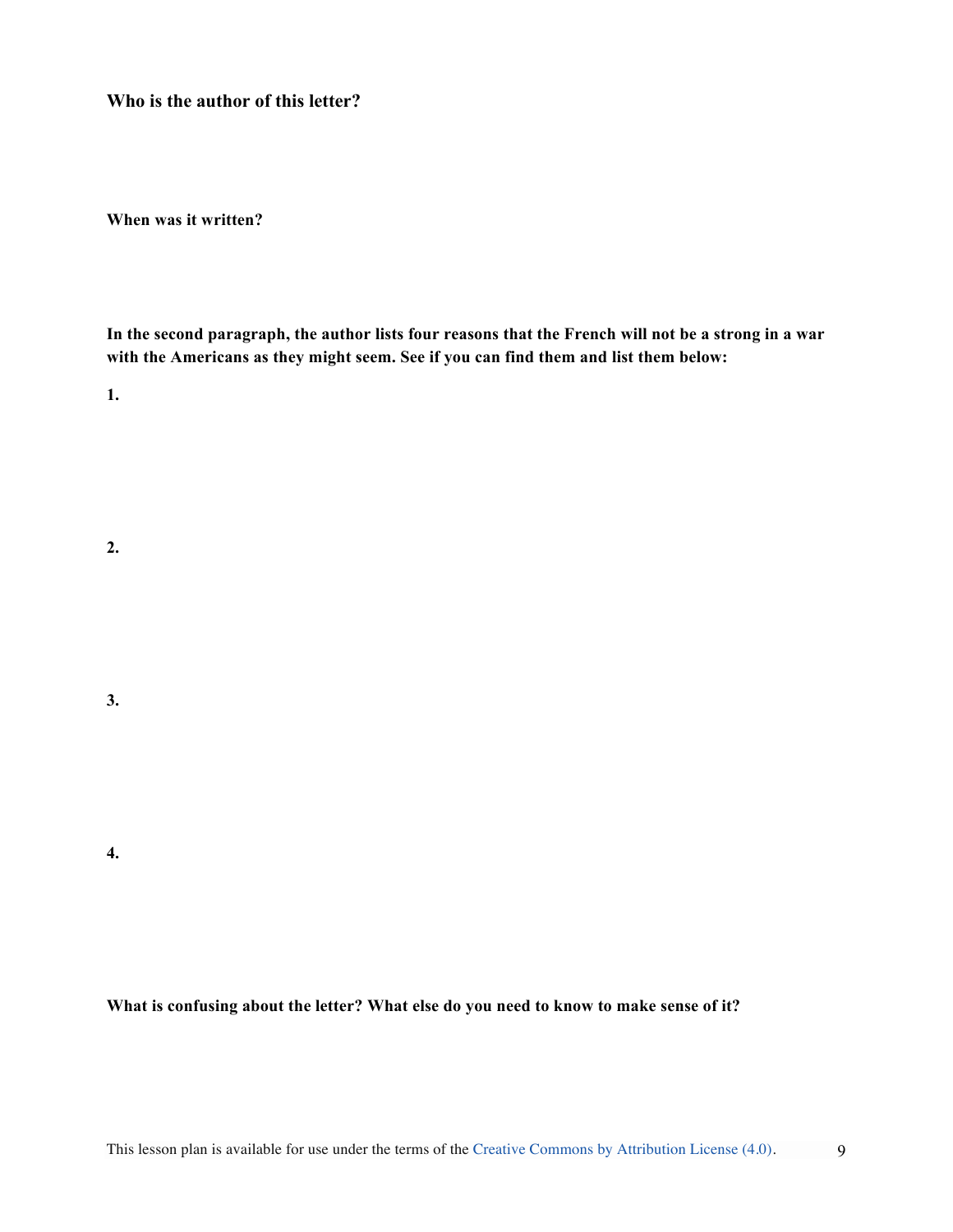**Who is the author of this letter?**

**When was it written?**

**In the second paragraph, the author lists four reasons that the French will not be a strong in a war with the Americans as they might seem. See if you can find them and list them below:**

**1.**

**2.**

**3.**

**4.**

**What is confusing about the letter? What else do you need to know to make sense of it?**

This lesson plan is available for use under the terms of the Creative Commons by Attribution License (4.0).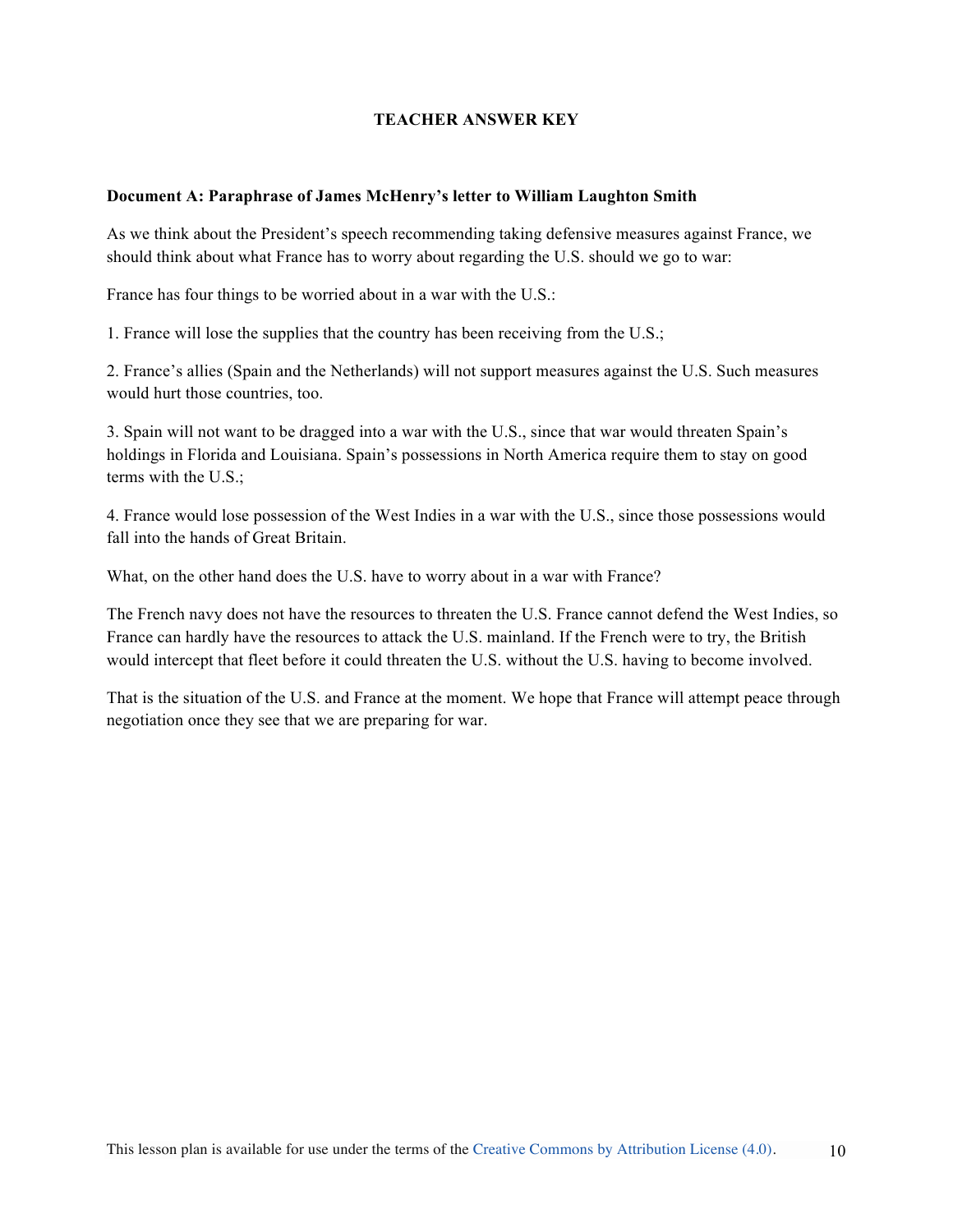# TEACHER ANSWER KEY

**Document A: Paraphrase of James McHenry's letter to William Laughton Smith**

As we think about the President's speech recommending taking defensive measures against France, we should think about what France has to worry about regarding the U.S. should we go to war:

France has four things to be worried about in a war with the U.S.:

1. France will lose the supplies that the country has been receiving from the U.S.;

2. France's allies (Spain and the Netherlands) will not support measures against the U.S. Such measures would hurt those countries, too.

3. Spain will not want to be dragged into a war with the U.S., since that war would threaten Spain's holdings in Florida and Louisiana. Spain's possessions in North America require them to stay on good terms with the U.S.;

4. France would lose possession of the West Indies in a war with the U.S., since those possessions would fall into the hands of Great Britain.

What, on the other hand does the U.S. have to worry about in a war with France?

The French navy does not have the resources to threaten the U.S. France cannot defend the West Indies, so France can hardly have the resources to attack the U.S. mainland. If the French were to try, the British would intercept that fleet before it could threaten the U.S. without the U.S. having to become involved.

That is the situation of the U.S. and France at the moment. We hope that France will attempt peace through negotiation once they see that we are preparing for war.

This lesson plan is available for use under the terms of the Creative Commons by Attribution License (4.0).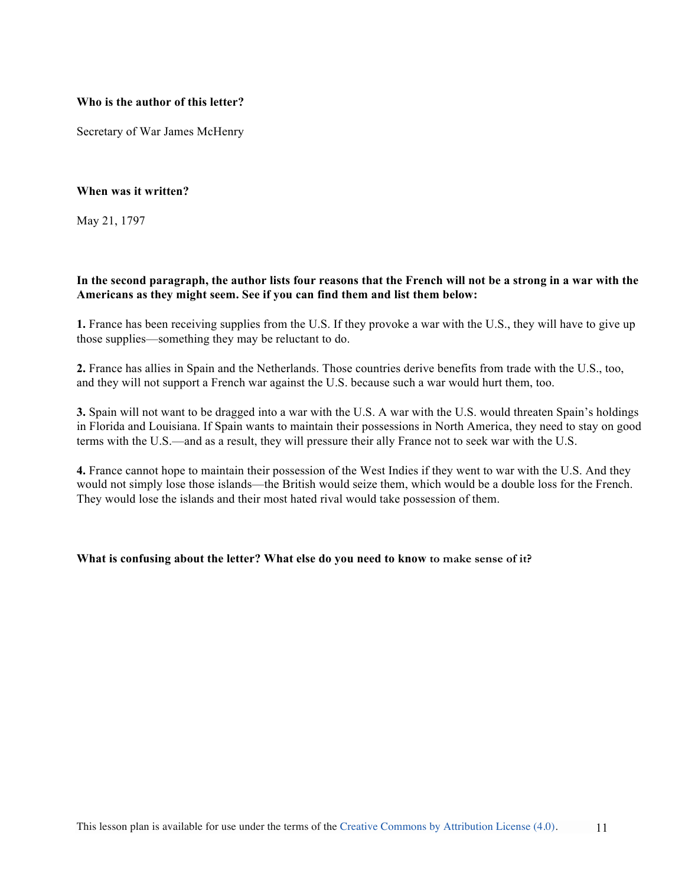**Who is the author of this letter?**

Secretary of War James McHenry

**When was it written?**

May 21, 1797

**In the second paragraph, the author lists four reasons that the French will not be a strong in a war with the Americans as they might seem. See if you can find them and list them below:**

**1.** France has been receiving supplies from the U.S. If they provoke a war with the U.S., they will have to give up those supplies—something they may be reluctant to do.

**2.** France has allies in Spain and the Netherlands. Those countries derive benefits from trade with the U.S., too, and they will not support a French war against the U.S. because such a war would hurt them, too.

**3.** Spain will not want to be dragged into a war with the U.S. A war with the U.S. would threaten Spain's holdings in Florida and Louisiana. If Spain wants to maintain their possessions in North America, they need to stay on good terms with the U.S.—and as a result, they will pressure their ally France not to seek war with the U.S.

**4.** France cannot hope to maintain their possession of the West Indies if they went to war with the U.S. And they would not simply lose those islands—the British would seize them, which would be a double loss for the French. They would lose the islands and their most hated rival would take possession of them.

**What is confusing about the letter? What else do you need to know to make sense of it?**

This lesson plan is available for use under the terms of the Creative Commons by Attribution License (4.0).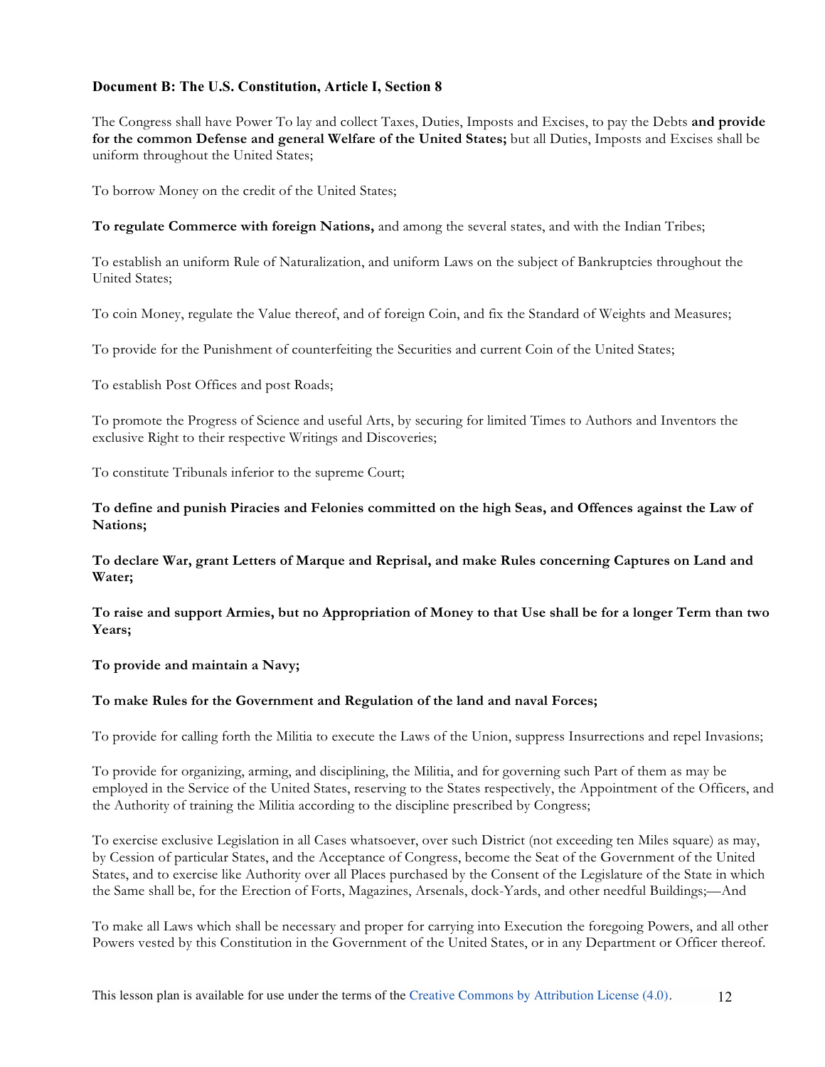**Document B: The U.S. Constitution, Article I, Section 8**

The Congress shall have Power To lay and collect Taxes, Duties, Imposts and Excises, to pay the Debts **and provide for the common Defense and general Welfare of the United States;** but all Duties, Imposts and Excises shall be uniform throughout the United States;

To borrow Money on the credit of the United States;

**To regulate Commerce with foreign Nations,** and among the several states, and with the Indian Tribes;

To establish an uniform Rule of Naturalization, and uniform Laws on the subject of Bankruptcies throughout the United States;

To coin Money, regulate the Value thereof, and of foreign Coin, and fix the Standard of Weights and Measures;

To provide for the Punishment of counterfeiting the Securities and current Coin of the United States;

To establish Post Offices and post Roads;

To promote the Progress of Science and useful Arts, by securing for limited Times to Authors and Inventors the exclusive Right to their respective Writings and Discoveries;

To constitute Tribunals inferior to the supreme Court;

**To define and punish Piracies and Felonies committed on the high Seas, and Offences against the Law of Nations;**

**To declare War, grant Letters of Marque and Reprisal, and make Rules concerning Captures on Land and Water;**

**To raise and support Armies, but no Appropriation of Money to that Use shall be for a longer Term than two Years;**

**To provide and maintain a Navy;**

**To make Rules for the Government and Regulation of the land and naval Forces;**

To provide for calling forth the Militia to execute the Laws of the Union, suppress Insurrections and repel Invasions;

To provide for organizing, arming, and disciplining, the Militia, and for governing such Part of them as may be employed in the Service of the United States, reserving to the States respectively, the Appointment of the Officers, and the Authority of training the Militia according to the discipline prescribed by Congress;

To exercise exclusive Legislation in all Cases whatsoever, over such District (not exceeding ten Miles square) as may, by Cession of particular States, and the Acceptance of Congress, become the Seat of the Government of the United States, and to exercise like Authority over all Places purchased by the Consent of the Legislature of the State in which the Same shall be, for the Erection of Forts, Magazines, Arsenals, dock-Yards, and other needful Buildings;—And

To make all Laws which shall be necessary and proper for carrying into Execution the foregoing Powers, and all other Powers vested by this Constitution in the Government of the United States, or in any Department or Officer thereof.

This lesson plan is available for use under the terms of the Creative Commons by Attribution License (4.0).